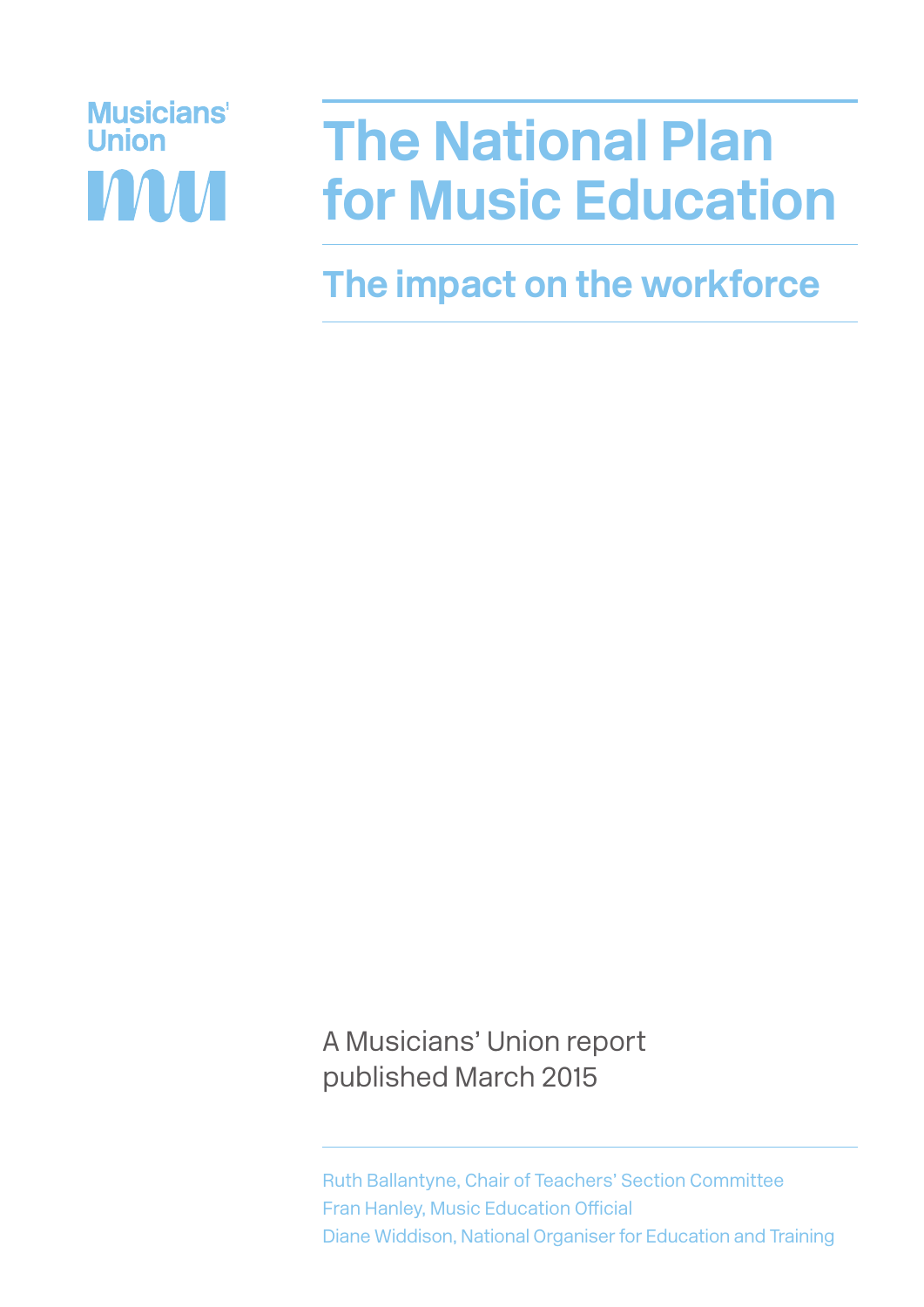Musicians' Union

# The National Plan for Music Education

## The impact on the workforce

A Musicians' Union report
published March 2015

Ruth Ballantyne, Chair of Teachers' Section Committee
Fran Hanley, Music Education Official
Diane Widdison, National Organiser for Education and Training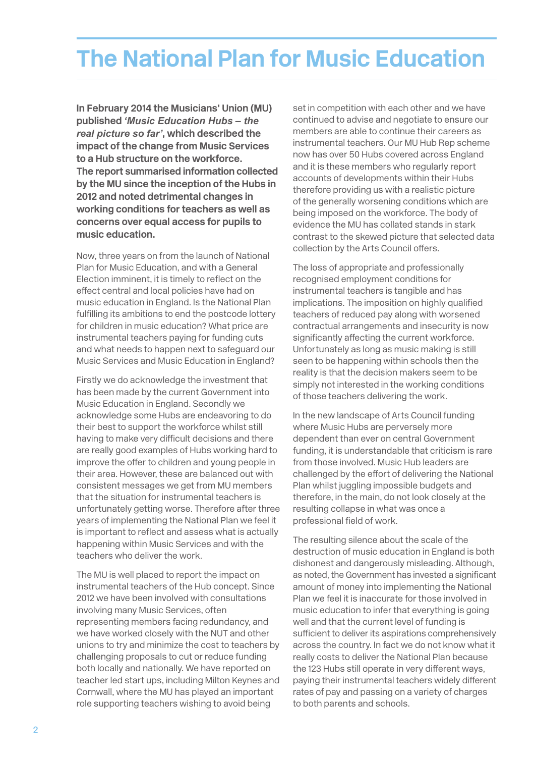# The National Plan for Music Education

**In February 2014 the Musicians' Union (MU) published *'Music Education Hubs – the real picture so far'*, which described the impact of the change from Music Services to a Hub structure on the workforce. The report summarised information collected by the MU since the inception of the Hubs in 2012 and noted detrimental changes in working conditions for teachers as well as concerns over equal access for pupils to music education.**

Now, three years on from the launch of National Plan for Music Education, and with a General Election imminent, it is timely to reflect on the effect central and local policies have had on music education in England. Is the National Plan fulfilling its ambitions to end the postcode lottery for children in music education? What price are instrumental teachers paying for funding cuts and what needs to happen next to safeguard our Music Services and Music Education in England?

Firstly we do acknowledge the investment that has been made by the current Government into Music Education in England. Secondly we acknowledge some Hubs are endeavoring to do their best to support the workforce whilst still having to make very difficult decisions and there are really good examples of Hubs working hard to improve the offer to children and young people in their area. However, these are balanced out with consistent messages we get from MU members that the situation for instrumental teachers is unfortunately getting worse. Therefore after three years of implementing the National Plan we feel it is important to reflect and assess what is actually happening within Music Services and with the teachers who deliver the work.

The MU is well placed to report the impact on instrumental teachers of the Hub concept. Since 2012 we have been involved with consultations involving many Music Services, often representing members facing redundancy, and we have worked closely with the NUT and other unions to try and minimize the cost to teachers by challenging proposals to cut or reduce funding both locally and nationally. We have reported on teacher led start ups, including Milton Keynes and Cornwall, where the MU has played an important role supporting teachers wishing to avoid being set in competition with each other and we have continued to advise and negotiate to ensure our members are able to continue their careers as instrumental teachers. Our MU Hub Rep scheme now has over 50 Hubs covered across England and it is these members who regularly report accounts of developments within their Hubs therefore providing us with a realistic picture of the generally worsening conditions which are being imposed on the workforce. The body of evidence the MU has collated stands in stark contrast to the skewed picture that selected data collection by the Arts Council offers.

The loss of appropriate and professionally recognised employment conditions for instrumental teachers is tangible and has implications. The imposition on highly qualified teachers of reduced pay along with worsened contractual arrangements and insecurity is now significantly affecting the current workforce. Unfortunately as long as music making is still seen to be happening within schools then the reality is that the decision makers seem to be simply not interested in the working conditions of those teachers delivering the work.

In the new landscape of Arts Council funding where Music Hubs are perversely more dependent than ever on central Government funding, it is understandable that criticism is rare from those involved. Music Hub leaders are challenged by the effort of delivering the National Plan whilst juggling impossible budgets and therefore, in the main, do not look closely at the resulting collapse in what was once a professional field of work.

The resulting silence about the scale of the destruction of music education in England is both dishonest and dangerously misleading. Although, as noted, the Government has invested a significant amount of money into implementing the National Plan we feel it is inaccurate for those involved in music education to infer that everything is going well and that the current level of funding is sufficient to deliver its aspirations comprehensively across the country. In fact we do not know what it really costs to deliver the National Plan because the 123 Hubs still operate in very different ways, paying their instrumental teachers widely different rates of pay and passing on a variety of charges to both parents and schools.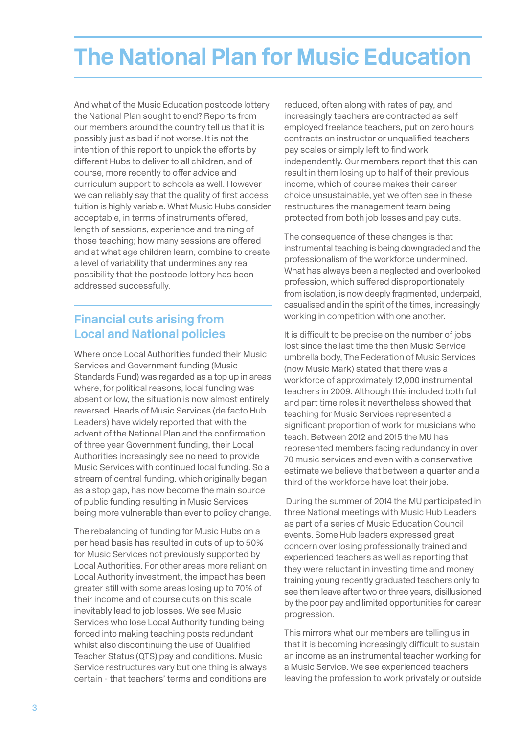# The National Plan for Music Education

And what of the Music Education postcode lottery the National Plan sought to end? Reports from our members around the country tell us that it is possibly just as bad if not worse. It is not the intention of this report to unpick the efforts by different Hubs to deliver to all children, and of course, more recently to offer advice and curriculum support to schools as well. However we can reliably say that the quality of first access tuition is highly variable. What Music Hubs consider acceptable, in terms of instruments offered, length of sessions, experience and training of those teaching; how many sessions are offered and at what age children learn, combine to create a level of variability that undermines any real possibility that the postcode lottery has been addressed successfully.

## Financial cuts arising from Local and National policies

Where once Local Authorities funded their Music Services and Government funding (Music Standards Fund) was regarded as a top up in areas where, for political reasons, local funding was absent or low, the situation is now almost entirely reversed. Heads of Music Services (de facto Hub Leaders) have widely reported that with the advent of the National Plan and the confirmation of three year Government funding, their Local Authorities increasingly see no need to provide Music Services with continued local funding. So a stream of central funding, which originally began as a stop gap, has now become the main source of public funding resulting in Music Services being more vulnerable than ever to policy change.

The rebalancing of funding for Music Hubs on a per head basis has resulted in cuts of up to 50% for Music Services not previously supported by Local Authorities. For other areas more reliant on Local Authority investment, the impact has been greater still with some areas losing up to 70% of their income and of course cuts on this scale inevitably lead to job losses. We see Music Services who lose Local Authority funding being forced into making teaching posts redundant whilst also discontinuing the use of Qualified Teacher Status (QTS) pay and conditions. Music Service restructures vary but one thing is always certain - that teachers' terms and conditions are reduced, often along with rates of pay, and increasingly teachers are contracted as self employed freelance teachers, put on zero hours contracts on instructor or unqualified teachers pay scales or simply left to find work independently. Our members report that this can result in them losing up to half of their previous income, which of course makes their career choice unsustainable, yet we often see in these restructures the management team being protected from both job losses and pay cuts.

The consequence of these changes is that instrumental teaching is being downgraded and the professionalism of the workforce undermined. What has always been a neglected and overlooked profession, which suffered disproportionately from isolation, is now deeply fragmented, underpaid, casualised and in the spirit of the times, increasingly working in competition with one another.

It is difficult to be precise on the number of jobs lost since the last time the then Music Service umbrella body, The Federation of Music Services (now Music Mark) stated that there was a workforce of approximately 12,000 instrumental teachers in 2009. Although this included both full and part time roles it nevertheless showed that teaching for Music Services represented a significant proportion of work for musicians who teach. Between 2012 and 2015 the MU has represented members facing redundancy in over 70 music services and even with a conservative estimate we believe that between a quarter and a third of the workforce have lost their jobs.

During the summer of 2014 the MU participated in three National meetings with Music Hub Leaders as part of a series of Music Education Council events. Some Hub leaders expressed great concern over losing professionally trained and experienced teachers as well as reporting that they were reluctant in investing time and money training young recently graduated teachers only to see them leave after two or three years, disillusioned by the poor pay and limited opportunities for career progression.

This mirrors what our members are telling us in that it is becoming increasingly difficult to sustain an income as an instrumental teacher working for a Music Service. We see experienced teachers leaving the profession to work privately or outside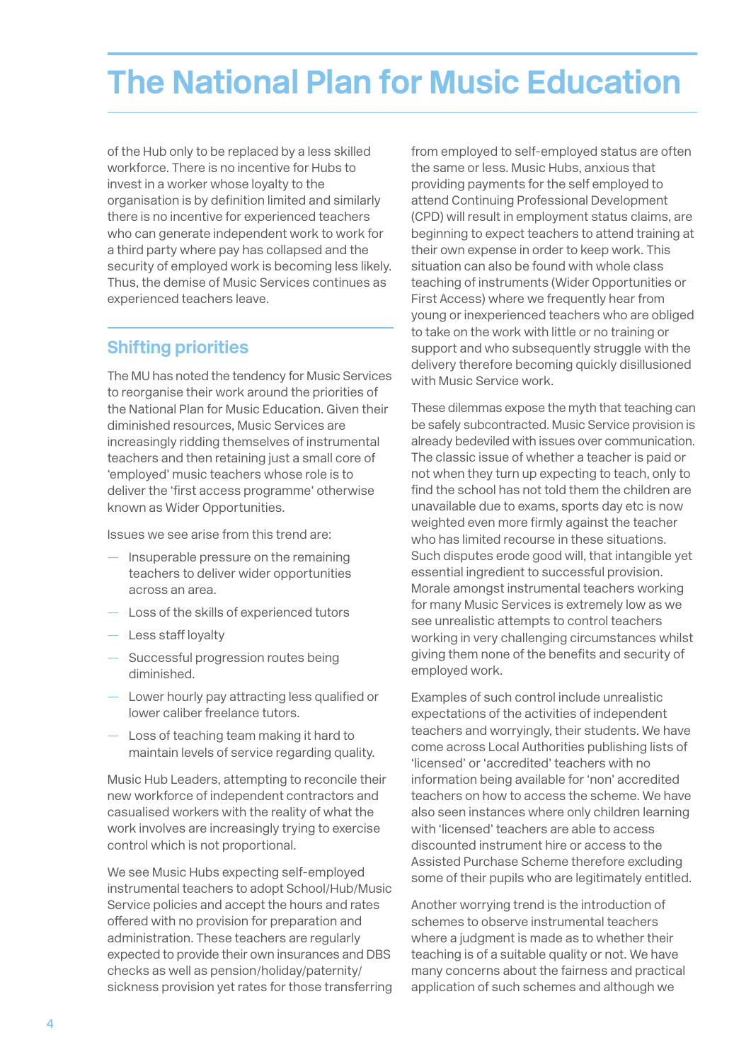# The National Plan for Music Education

of the Hub only to be replaced by a less skilled workforce. There is no incentive for Hubs to invest in a worker whose loyalty to the organisation is by definition limited and similarly there is no incentive for experienced teachers who can generate independent work to work for a third party where pay has collapsed and the security of employed work is becoming less likely. Thus, the demise of Music Services continues as experienced teachers leave.

## Shifting priorities

The MU has noted the tendency for Music Services to reorganise their work around the priorities of the National Plan for Music Education. Given their diminished resources, Music Services are increasingly ridding themselves of instrumental teachers and then retaining just a small core of 'employed' music teachers whose role is to deliver the 'first access programme' otherwise known as Wider Opportunities.

Issues we see arise from this trend are:

- Insuperable pressure on the remaining teachers to deliver wider opportunities across an area.
- Loss of the skills of experienced tutors
- Less staff loyalty
- Successful progression routes being diminished.
- Lower hourly pay attracting less qualified or lower caliber freelance tutors.
- Loss of teaching team making it hard to maintain levels of service regarding quality.

Music Hub Leaders, attempting to reconcile their new workforce of independent contractors and casualised workers with the reality of what the work involves are increasingly trying to exercise control which is not proportional.

We see Music Hubs expecting self-employed instrumental teachers to adopt School/Hub/Music Service policies and accept the hours and rates offered with no provision for preparation and administration. These teachers are regularly expected to provide their own insurances and DBS checks as well as pension/holiday/paternity/sickness provision yet rates for those transferring from employed to self-employed status are often the same or less. Music Hubs, anxious that providing payments for the self employed to attend Continuing Professional Development (CPD) will result in employment status claims, are beginning to expect teachers to attend training at their own expense in order to keep work. This situation can also be found with whole class teaching of instruments (Wider Opportunities or First Access) where we frequently hear from young or inexperienced teachers who are obliged to take on the work with little or no training or support and who subsequently struggle with the delivery therefore becoming quickly disillusioned with Music Service work.

These dilemmas expose the myth that teaching can be safely subcontracted. Music Service provision is already bedeviled with issues over communication. The classic issue of whether a teacher is paid or not when they turn up expecting to teach, only to find the school has not told them the children are unavailable due to exams, sports day etc is now weighted even more firmly against the teacher who has limited recourse in these situations. Such disputes erode good will, that intangible yet essential ingredient to successful provision. Morale amongst instrumental teachers working for many Music Services is extremely low as we see unrealistic attempts to control teachers working in very challenging circumstances whilst giving them none of the benefits and security of employed work.

Examples of such control include unrealistic expectations of the activities of independent teachers and worryingly, their students. We have come across Local Authorities publishing lists of 'licensed' or 'accredited' teachers with no information being available for 'non' accredited teachers on how to access the scheme. We have also seen instances where only children learning with 'licensed' teachers are able to access discounted instrument hire or access to the Assisted Purchase Scheme therefore excluding some of their pupils who are legitimately entitled.

Another worrying trend is the introduction of schemes to observe instrumental teachers where a judgment is made as to whether their teaching is of a suitable quality or not. We have many concerns about the fairness and practical application of such schemes and although we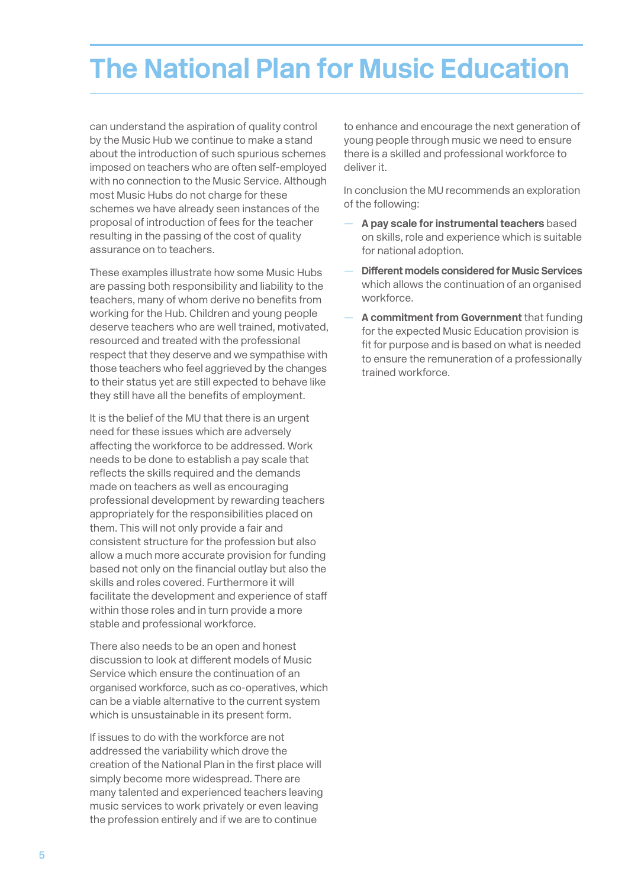# The National Plan for Music Education

can understand the aspiration of quality control by the Music Hub we continue to make a stand about the introduction of such spurious schemes imposed on teachers who are often self-employed with no connection to the Music Service. Although most Music Hubs do not charge for these schemes we have already seen instances of the proposal of introduction of fees for the teacher resulting in the passing of the cost of quality assurance on to teachers.

These examples illustrate how some Music Hubs are passing both responsibility and liability to the teachers, many of whom derive no benefits from working for the Hub. Children and young people deserve teachers who are well trained, motivated, resourced and treated with the professional respect that they deserve and we sympathise with those teachers who feel aggrieved by the changes to their status yet are still expected to behave like they still have all the benefits of employment.

It is the belief of the MU that there is an urgent need for these issues which are adversely affecting the workforce to be addressed. Work needs to be done to establish a pay scale that reflects the skills required and the demands made on teachers as well as encouraging professional development by rewarding teachers appropriately for the responsibilities placed on them. This will not only provide a fair and consistent structure for the profession but also allow a much more accurate provision for funding based not only on the financial outlay but also the skills and roles covered. Furthermore it will facilitate the development and experience of staff within those roles and in turn provide a more stable and professional workforce.

There also needs to be an open and honest discussion to look at different models of Music Service which ensure the continuation of an organised workforce, such as co-operatives, which can be a viable alternative to the current system which is unsustainable in its present form.

If issues to do with the workforce are not addressed the variability which drove the creation of the National Plan in the first place will simply become more widespread. There are many talented and experienced teachers leaving music services to work privately or even leaving the profession entirely and if we are to continue to enhance and encourage the next generation of young people through music we need to ensure there is a skilled and professional workforce to deliver it.

In conclusion the MU recommends an exploration of the following:

- **A pay scale for instrumental teachers** based on skills, role and experience which is suitable for national adoption.
- **Different models considered for Music Services** which allows the continuation of an organised workforce.
- **A commitment from Government** that funding for the expected Music Education provision is fit for purpose and is based on what is needed to ensure the remuneration of a professionally trained workforce.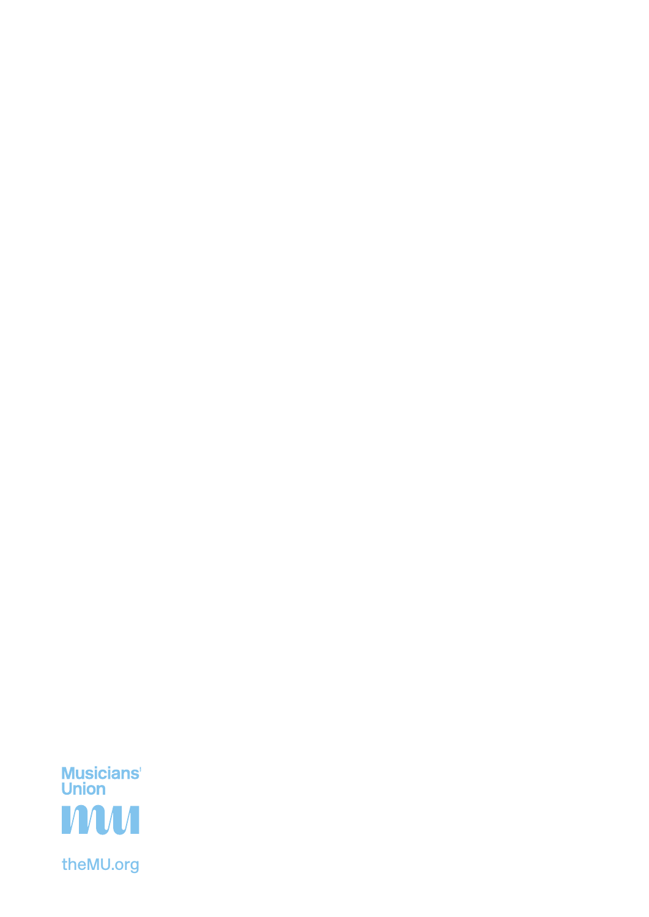Musicians' Union

theMU.org